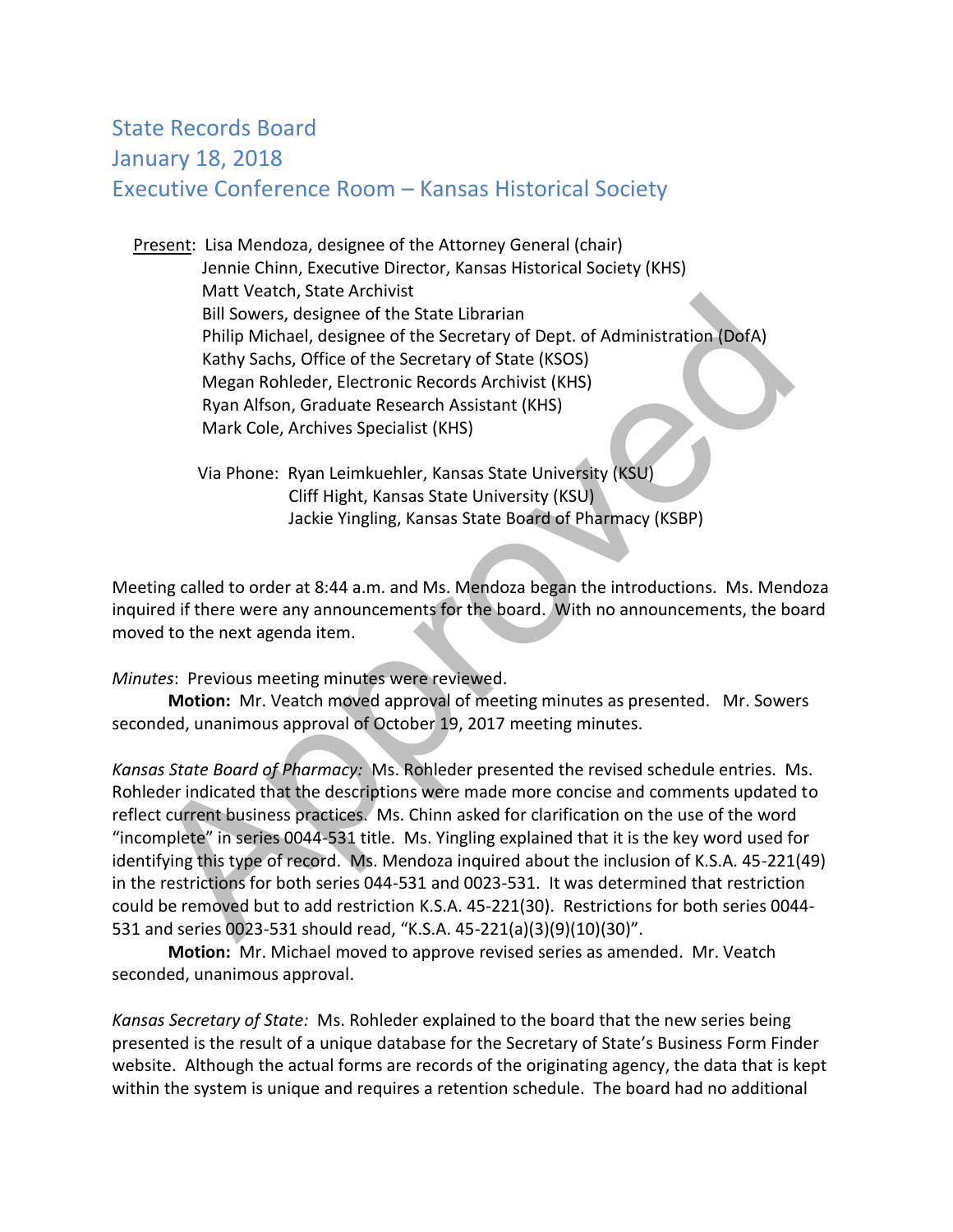# State Records Board
# January 18, 2018
# Executive Conference Room – Kansas Historical Society

Present: Lisa Mendoza, designee of the Attorney General (chair)
Jennie Chinn, Executive Director, Kansas Historical Society (KHS)
Matt Veatch, State Archivist
Bill Sowers, designee of the State Librarian
Philip Michael, designee of the Secretary of Dept. of Administration (DofA)
Kathy Sachs, Office of the Secretary of State (KSOS)
Megan Rohleder, Electronic Records Archivist (KHS)
Ryan Alfson, Graduate Research Assistant (KHS)
Mark Cole, Archives Specialist (KHS)

Via Phone: Ryan Leimkuehler, Kansas State University (KSU)
Cliff Hight, Kansas State University (KSU)
Jackie Yingling, Kansas State Board of Pharmacy (KSBP)

Meeting called to order at 8:44 a.m. and Ms. Mendoza began the introductions. Ms. Mendoza inquired if there were any announcements for the board. With no announcements, the board moved to the next agenda item.

*Minutes*: Previous meeting minutes were reviewed.

**Motion:** Mr. Veatch moved approval of meeting minutes as presented. Mr. Sowers seconded, unanimous approval of October 19, 2017 meeting minutes.

*Kansas State Board of Pharmacy:* Ms. Rohleder presented the revised schedule entries. Ms. Rohleder indicated that the descriptions were made more concise and comments updated to reflect current business practices. Ms. Chinn asked for clarification on the use of the word "incomplete" in series 0044-531 title. Ms. Yingling explained that it is the key word used for identifying this type of record. Ms. Mendoza inquired about the inclusion of K.S.A. 45-221(49) in the restrictions for both series 044-531 and 0023-531. It was determined that restriction could be removed but to add restriction K.S.A. 45-221(30). Restrictions for both series 0044-531 and series 0023-531 should read, "K.S.A. 45-221(a)(3)(9)(10)(30)".

**Motion:** Mr. Michael moved to approve revised series as amended. Mr. Veatch seconded, unanimous approval.

*Kansas Secretary of State:* Ms. Rohleder explained to the board that the new series being presented is the result of a unique database for the Secretary of State's Business Form Finder website. Although the actual forms are records of the originating agency, the data that is kept within the system is unique and requires a retention schedule. The board had no additional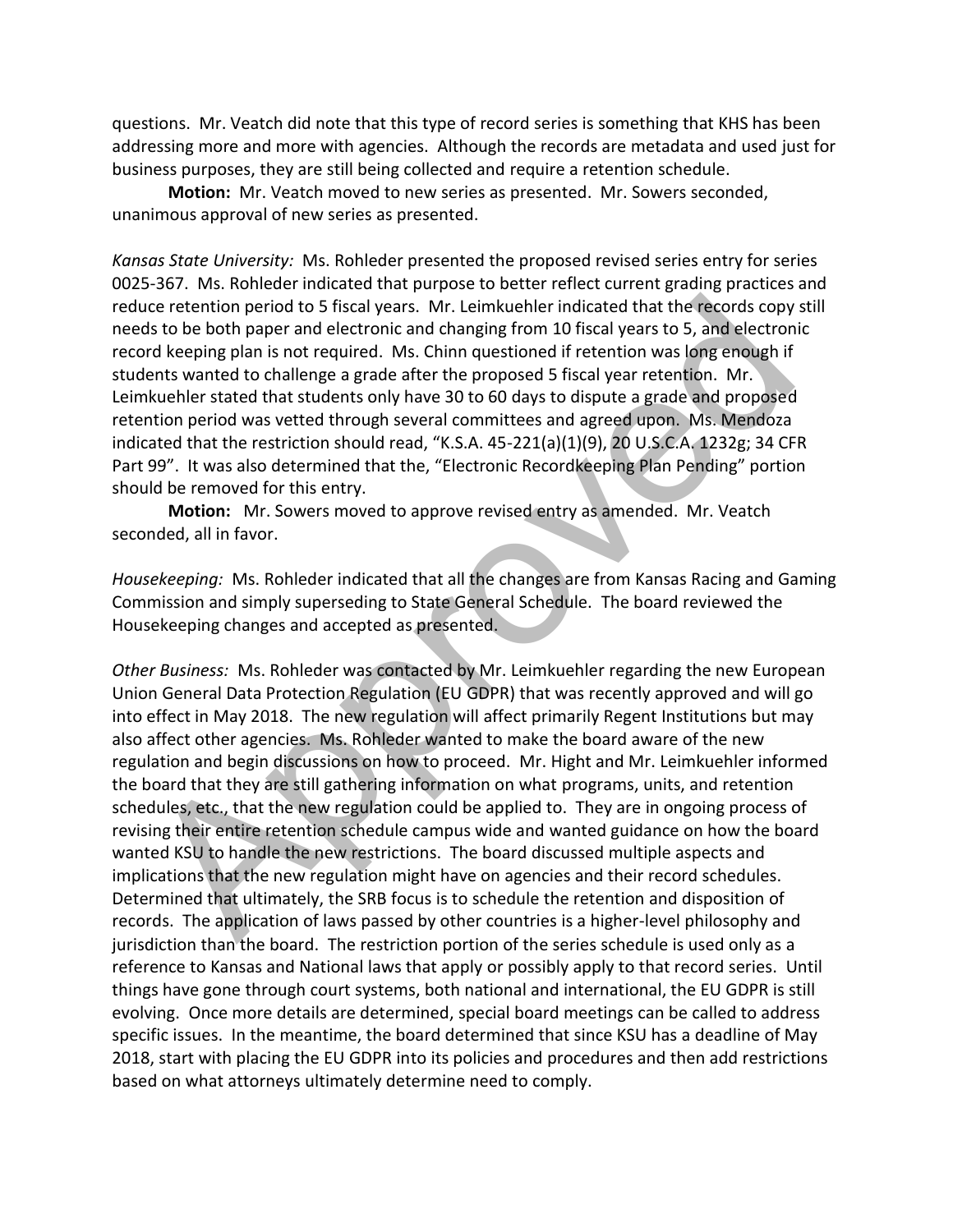questions. Mr. Veatch did note that this type of record series is something that KHS has been addressing more and more with agencies. Although the records are metadata and used just for business purposes, they are still being collected and require a retention schedule.

**Motion:** Mr. Veatch moved to new series as presented. Mr. Sowers seconded, unanimous approval of new series as presented.

*Kansas State University:* Ms. Rohleder presented the proposed revised series entry for series 0025-367. Ms. Rohleder indicated that purpose to better reflect current grading practices and reduce retention period to 5 fiscal years. Mr. Leimkuehler indicated that the records copy still needs to be both paper and electronic and changing from 10 fiscal years to 5, and electronic record keeping plan is not required. Ms. Chinn questioned if retention was long enough if students wanted to challenge a grade after the proposed 5 fiscal year retention. Mr. Leimkuehler stated that students only have 30 to 60 days to dispute a grade and proposed retention period was vetted through several committees and agreed upon. Ms. Mendoza indicated that the restriction should read, "K.S.A. 45-221(a)(1)(9), 20 U.S.C.A. 1232g; 34 CFR Part 99". It was also determined that the, "Electronic Recordkeeping Plan Pending" portion should be removed for this entry.

**Motion:** Mr. Sowers moved to approve revised entry as amended. Mr. Veatch seconded, all in favor.

*Housekeeping:* Ms. Rohleder indicated that all the changes are from Kansas Racing and Gaming Commission and simply superseding to State General Schedule. The board reviewed the Housekeeping changes and accepted as presented.

*Other Business:* Ms. Rohleder was contacted by Mr. Leimkuehler regarding the new European Union General Data Protection Regulation (EU GDPR) that was recently approved and will go into effect in May 2018. The new regulation will affect primarily Regent Institutions but may also affect other agencies. Ms. Rohleder wanted to make the board aware of the new regulation and begin discussions on how to proceed. Mr. Hight and Mr. Leimkuehler informed the board that they are still gathering information on what programs, units, and retention schedules, etc., that the new regulation could be applied to. They are in ongoing process of revising their entire retention schedule campus wide and wanted guidance on how the board wanted KSU to handle the new restrictions. The board discussed multiple aspects and implications that the new regulation might have on agencies and their record schedules. Determined that ultimately, the SRB focus is to schedule the retention and disposition of records. The application of laws passed by other countries is a higher-level philosophy and jurisdiction than the board. The restriction portion of the series schedule is used only as a reference to Kansas and National laws that apply or possibly apply to that record series. Until things have gone through court systems, both national and international, the EU GDPR is still evolving. Once more details are determined, special board meetings can be called to address specific issues. In the meantime, the board determined that since KSU has a deadline of May 2018, start with placing the EU GDPR into its policies and procedures and then add restrictions based on what attorneys ultimately determine need to comply.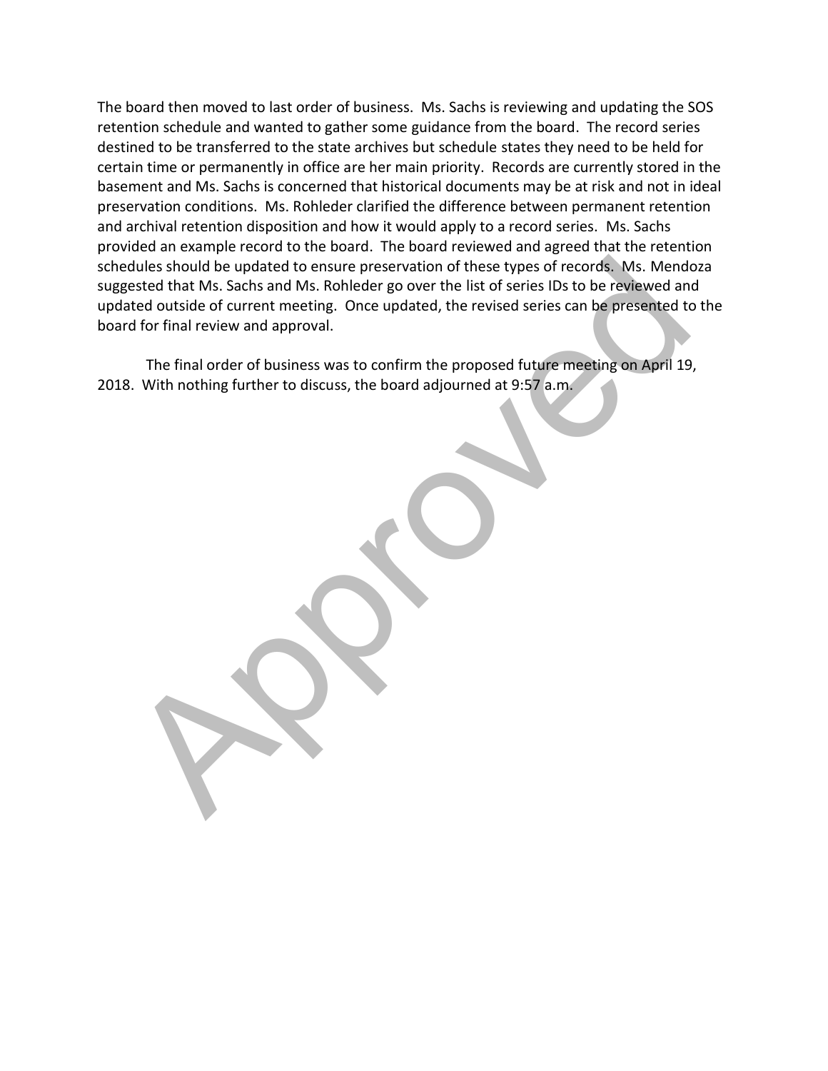The board then moved to last order of business. Ms. Sachs is reviewing and updating the SOS retention schedule and wanted to gather some guidance from the board. The record series destined to be transferred to the state archives but schedule states they need to be held for certain time or permanently in office are her main priority. Records are currently stored in the basement and Ms. Sachs is concerned that historical documents may be at risk and not in ideal preservation conditions. Ms. Rohleder clarified the difference between permanent retention and archival retention disposition and how it would apply to a record series. Ms. Sachs provided an example record to the board. The board reviewed and agreed that the retention schedules should be updated to ensure preservation of these types of records. Ms. Mendoza suggested that Ms. Sachs and Ms. Rohleder go over the list of series IDs to be reviewed and updated outside of current meeting. Once updated, the revised series can be presented to the board for final review and approval.

The final order of business was to confirm the proposed future meeting on April 19, 2018. With nothing further to discuss, the board adjourned at 9:57 a.m.